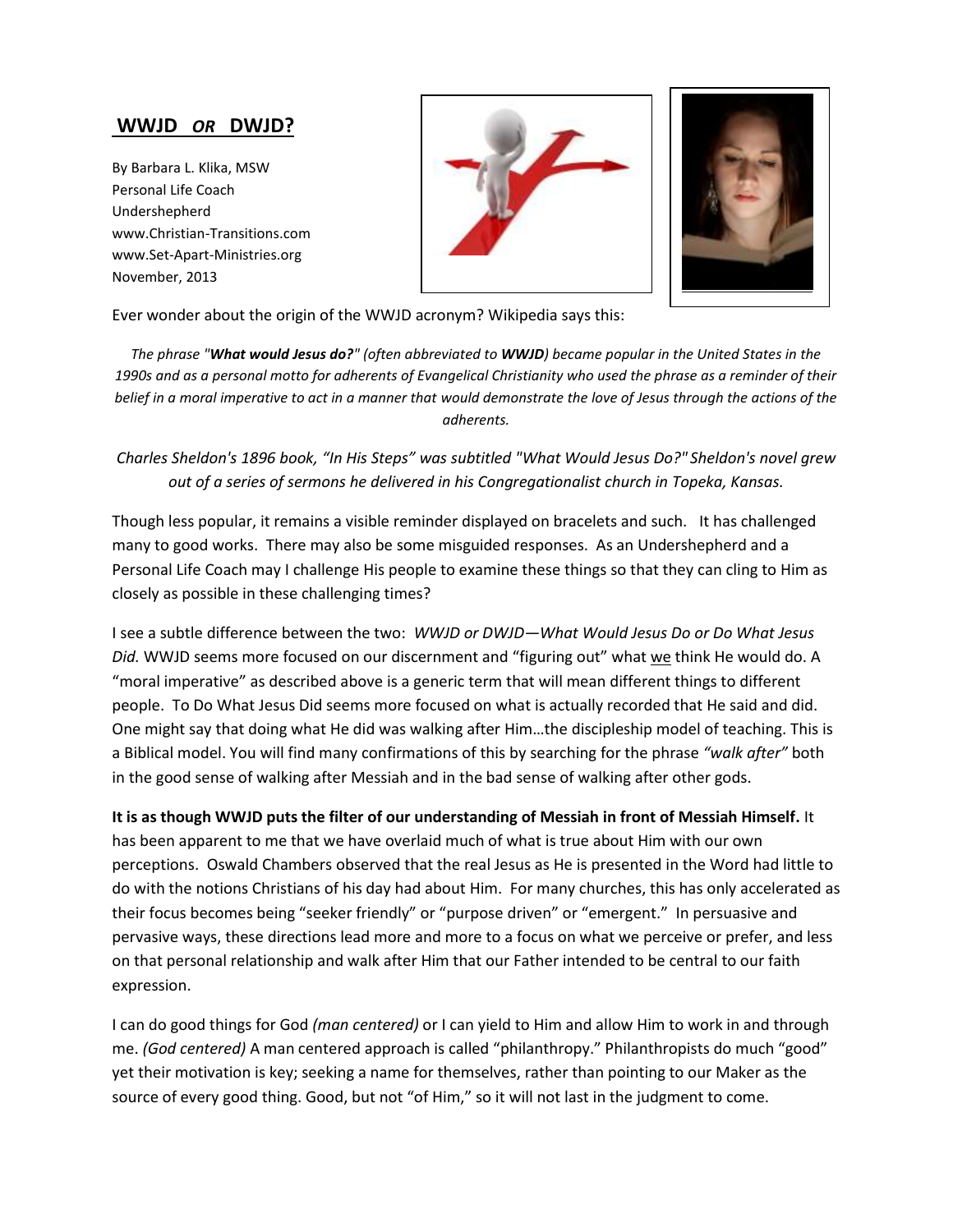# WWJD *OR* DWJD?

By Barbara L. Klika, MSW
Personal Life Coach
Undershepherd
www.Christian-Transitions.com
www.Set-Apart-Ministries.org
November, 2013

Ever wonder about the origin of the WWJD acronym? Wikipedia says this:

> *The phrase "**What would Jesus do?**" (often abbreviated to **WWJD**) became popular in the United States in the 1990s and as a personal motto for adherents of Evangelical Christianity who used the phrase as a reminder of their belief in a moral imperative to act in a manner that would demonstrate the love of Jesus through the actions of the adherents.*
>
> *Charles Sheldon's 1896 book, "In His Steps" was subtitled "What Would Jesus Do?" Sheldon's novel grew out of a series of sermons he delivered in his Congregationalist church in Topeka, Kansas.*

Though less popular, it remains a visible reminder displayed on bracelets and such. It has challenged many to good works. There may also be some misguided responses. As an Undershepherd and a Personal Life Coach may I challenge His people to examine these things so that they can cling to Him as closely as possible in these challenging times?

I see a subtle difference between the two: *WWJD or DWJD—What Would Jesus Do or Do What Jesus Did.* WWJD seems more focused on our discernment and "figuring out" what <u>we</u> think He would do. A "moral imperative" as described above is a generic term that will mean different things to different people. To Do What Jesus Did seems more focused on what is actually recorded that He said and did. One might say that doing what He did was walking after Him…the discipleship model of teaching. This is a Biblical model. You will find many confirmations of this by searching for the phrase *"walk after"* both in the good sense of walking after Messiah and in the bad sense of walking after other gods.

**It is as though WWJD puts the filter of our understanding of Messiah in front of Messiah Himself.** It has been apparent to me that we have overlaid much of what is true about Him with our own perceptions. Oswald Chambers observed that the real Jesus as He is presented in the Word had little to do with the notions Christians of his day had about Him. For many churches, this has only accelerated as their focus becomes being "seeker friendly" or "purpose driven" or "emergent." In persuasive and pervasive ways, these directions lead more and more to a focus on what we perceive or prefer, and less on that personal relationship and walk after Him that our Father intended to be central to our faith expression.

I can do good things for God *(man centered)* or I can yield to Him and allow Him to work in and through me. *(God centered)* A man centered approach is called "philanthropy." Philanthropists do much "good" yet their motivation is key; seeking a name for themselves, rather than pointing to our Maker as the source of every good thing. Good, but not "of Him," so it will not last in the judgment to come.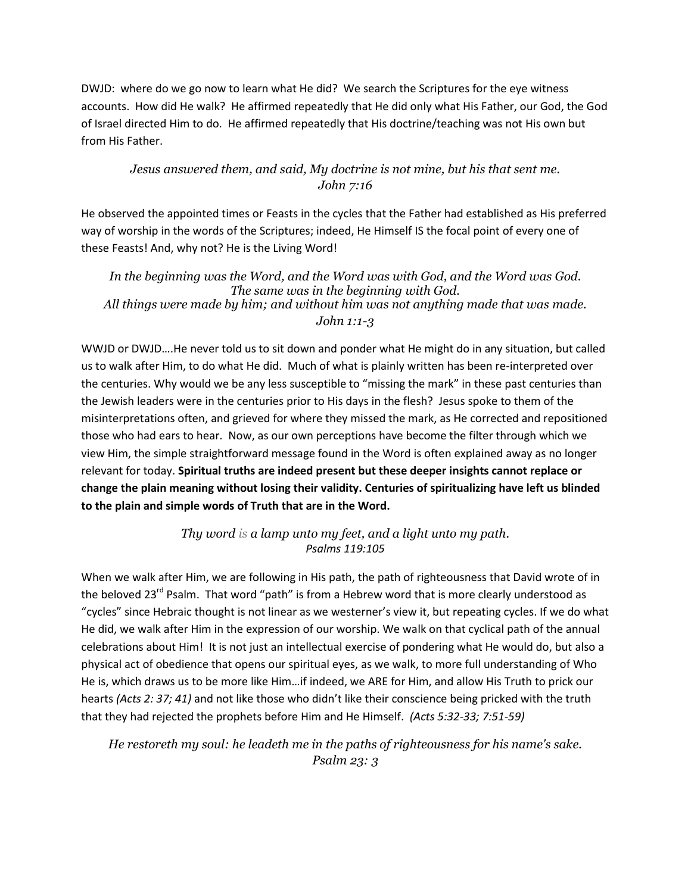DWJD: where do we go now to learn what He did? We search the Scriptures for the eye witness accounts. How did He walk? He affirmed repeatedly that He did only what His Father, our God, the God of Israel directed Him to do. He affirmed repeatedly that His doctrine/teaching was not His own but from His Father.

*Jesus answered them, and said, My doctrine is not mine, but his that sent me.*
*John 7:16*

He observed the appointed times or Feasts in the cycles that the Father had established as His preferred way of worship in the words of the Scriptures; indeed, He Himself IS the focal point of every one of these Feasts! And, why not? He is the Living Word!

*In the beginning was the Word, and the Word was with God, and the Word was God.*
*The same was in the beginning with God.*
*All things were made by him; and without him was not anything made that was made.*
*John 1:1-3*

WWJD or DWJD….He never told us to sit down and ponder what He might do in any situation, but called us to walk after Him, to do what He did. Much of what is plainly written has been re-interpreted over the centuries. Why would we be any less susceptible to "missing the mark" in these past centuries than the Jewish leaders were in the centuries prior to His days in the flesh? Jesus spoke to them of the misinterpretations often, and grieved for where they missed the mark, as He corrected and repositioned those who had ears to hear. Now, as our own perceptions have become the filter through which we view Him, the simple straightforward message found in the Word is often explained away as no longer relevant for today. **Spiritual truths are indeed present but these deeper insights cannot replace or change the plain meaning without losing their validity. Centuries of spiritualizing have left us blinded to the plain and simple words of Truth that are in the Word.**

*Thy word is a lamp unto my feet, and a light unto my path.*
*Psalms 119:105*

When we walk after Him, we are following in His path, the path of righteousness that David wrote of in the beloved 23rd Psalm. That word "path" is from a Hebrew word that is more clearly understood as "cycles" since Hebraic thought is not linear as we westerner's view it, but repeating cycles. If we do what He did, we walk after Him in the expression of our worship. We walk on that cyclical path of the annual celebrations about Him! It is not just an intellectual exercise of pondering what He would do, but also a physical act of obedience that opens our spiritual eyes, as we walk, to more full understanding of Who He is, which draws us to be more like Him…if indeed, we ARE for Him, and allow His Truth to prick our hearts *(Acts 2: 37; 41)* and not like those who didn't like their conscience being pricked with the truth that they had rejected the prophets before Him and He Himself. *(Acts 5:32-33; 7:51-59)*

*He restoreth my soul: he leadeth me in the paths of righteousness for his name's sake.*
*Psalm 23: 3*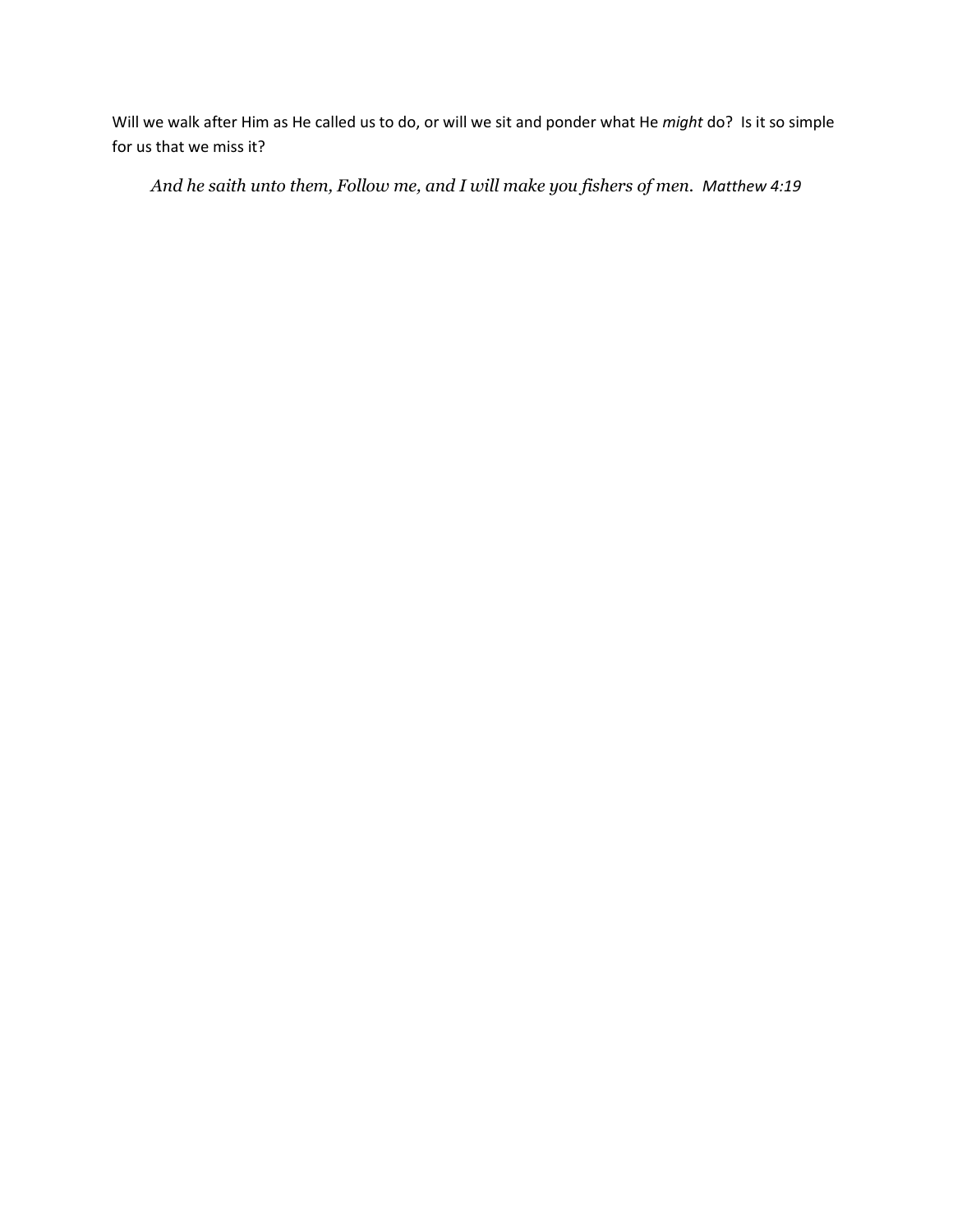Will we walk after Him as He called us to do, or will we sit and ponder what He *might* do? Is it so simple for us that we miss it?

> *And he saith unto them, Follow me, and I will make you fishers of men.* *Matthew 4:19*